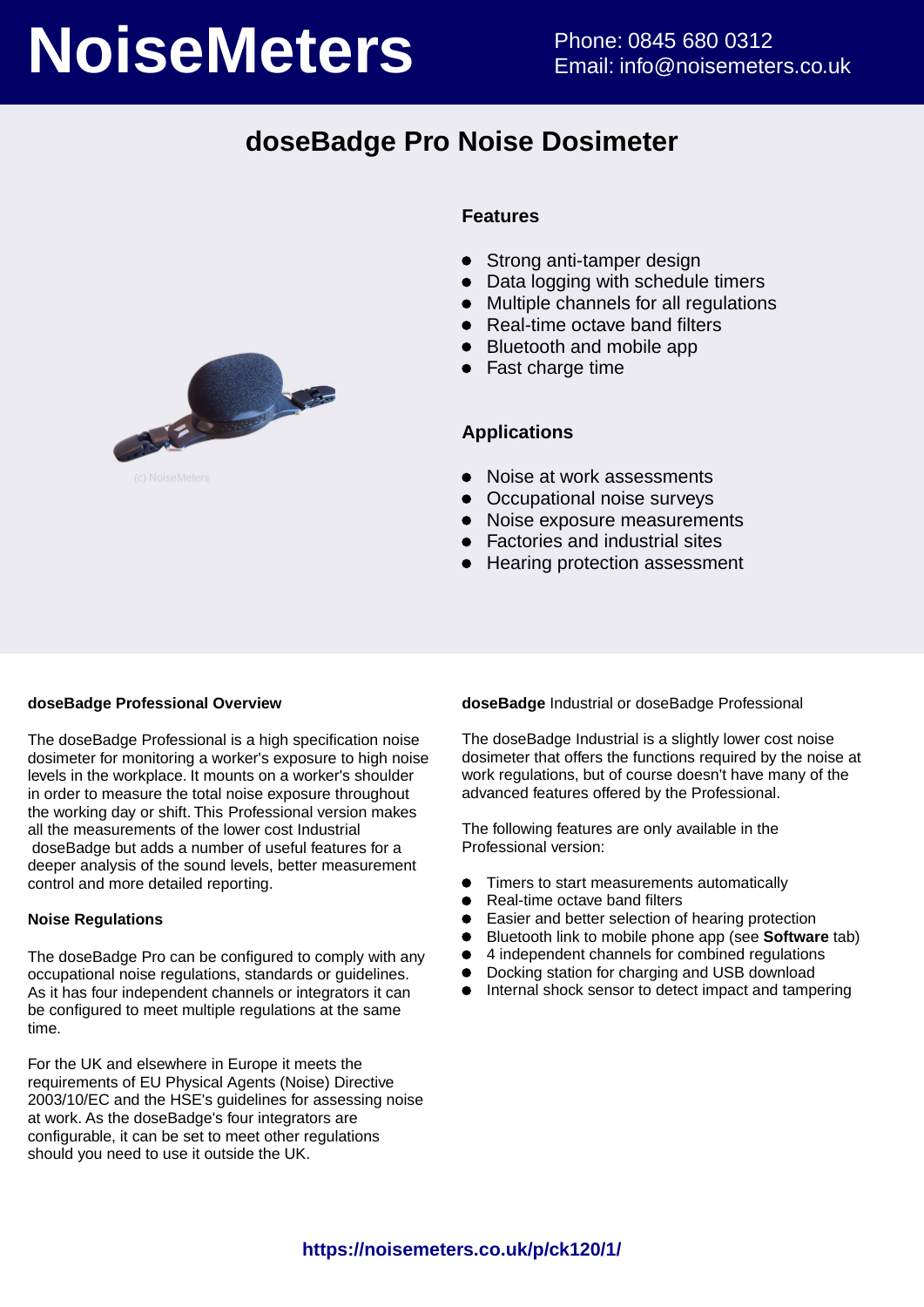# NoiseMeters

Phone: 0845 680 0312
Email: info@noisemeters.co.uk

## doseBadge Pro Noise Dosimeter

(c) NoiseMeters

### Features

- Strong anti-tamper design
- Data logging with schedule timers
- Multiple channels for all regulations
- Real-time octave band filters
- Bluetooth and mobile app
- Fast charge time

### Applications

- Noise at work assessments
- Occupational noise surveys
- Noise exposure measurements
- Factories and industrial sites
- Hearing protection assessment

**doseBadge Professional Overview**

The doseBadge Professional is a high specification noise dosimeter for monitoring a worker's exposure to high noise levels in the workplace. It mounts on a worker's shoulder in order to measure the total noise exposure throughout the working day or shift. This Professional version makes all the measurements of the lower cost Industrial doseBadge but adds a number of useful features for a deeper analysis of the sound levels, better measurement control and more detailed reporting.

**Noise Regulations**

The doseBadge Pro can be configured to comply with any occupational noise regulations, standards or guidelines. As it has four independent channels or integrators it can be configured to meet multiple regulations at the same time.

For the UK and elsewhere in Europe it meets the requirements of EU Physical Agents (Noise) Directive 2003/10/EC and the HSE's guidelines for assessing noise at work. As the doseBadge's four integrators are configurable, it can be set to meet other regulations should you need to use it outside the UK.

**doseBadge** Industrial or doseBadge Professional

The doseBadge Industrial is a slightly lower cost noise dosimeter that offers the functions required by the noise at work regulations, but of course doesn't have many of the advanced features offered by the Professional.

The following features are only available in the Professional version:

- Timers to start measurements automatically
- Real-time octave band filters
- Easier and better selection of hearing protection
- Bluetooth link to mobile phone app (see **Software** tab)
- 4 independent channels for combined regulations
- Docking station for charging and USB download
- Internal shock sensor to detect impact and tampering

https://noisemeters.co.uk/p/ck120/1/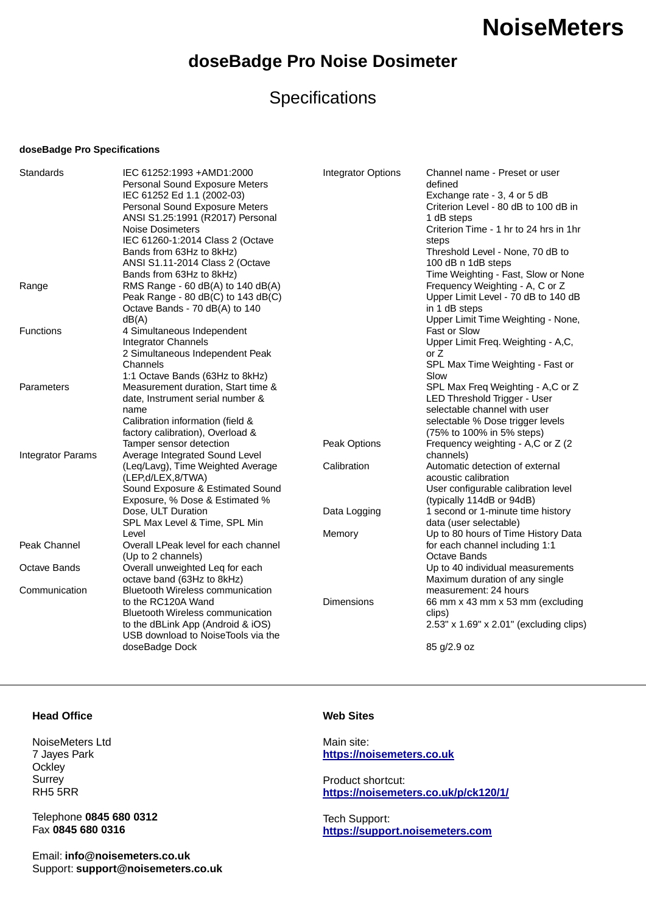# NoiseMeters

## doseBadge Pro Noise Dosimeter

## Specifications

### doseBadge Pro Specifications

| | |
|---|---|
| Standards | IEC 61252:1993 +AMD1:2000 Personal Sound Exposure Meters<br>IEC 61252 Ed 1.1 (2002-03) Personal Sound Exposure Meters<br>ANSI S1.25:1991 (R2017) Personal Noise Dosimeters<br>IEC 61260-1:2014 Class 2 (Octave Bands from 63Hz to 8kHz)<br>ANSI S1.11-2014 Class 2 (Octave Bands from 63Hz to 8kHz) |
| Range | RMS Range - 60 dB(A) to 140 dB(A)<br>Peak Range - 80 dB(C) to 143 dB(C)<br>Octave Bands - 70 dB(A) to 140 dB(A) |
| Functions | 4 Simultaneous Independent Integrator Channels<br>2 Simultaneous Independent Peak Channels<br>1:1 Octave Bands (63Hz to 8kHz) |
| Parameters | Measurement duration, Start time & date, Instrument serial number & name<br>Calibration information (field & factory calibration), Overload & Tamper sensor detection |
| Integrator Params | Average Integrated Sound Level (Leq/Lavg), Time Weighted Average (LEP,d/LEX,8/TWA)<br>Sound Exposure & Estimated Sound Exposure, % Dose & Estimated % Dose, ULT Duration<br>SPL Max Level & Time, SPL Min Level |
| Peak Channel | Overall LPeak level for each channel (Up to 2 channels) |
| Octave Bands | Overall unweighted Leq for each octave band (63Hz to 8kHz) |
| Communication | Bluetooth Wireless communication to the RC120A Wand<br>Bluetooth Wireless communication to the dBLink App (Android & iOS)<br>USB download to NoiseTools via the doseBadge Dock |
| Integrator Options | Channel name - Preset or user defined<br>Exchange rate - 3, 4 or 5 dB<br>Criterion Level - 80 dB to 100 dB in 1 dB steps<br>Criterion Time - 1 hr to 24 hrs in 1hr steps<br>Threshold Level - None, 70 dB to 100 dB n 1dB steps<br>Time Weighting - Fast, Slow or None<br>Frequency Weighting - A, C or Z<br>Upper Limit Level - 70 dB to 140 dB in 1 dB steps<br>Upper Limit Time Weighting - None, Fast or Slow<br>Upper Limit Freq. Weighting - A,C, or Z<br>SPL Max Time Weighting - Fast or Slow<br>SPL Max Freq Weighting - A,C or Z<br>LED Threshold Trigger - User selectable channel with user selectable % Dose trigger levels (75% to 100% in 5% steps) |
| Peak Options | Frequency weighting - A,C or Z (2 channels) |
| Calibration | Automatic detection of external acoustic calibration<br>User configurable calibration level (typically 114dB or 94dB) |
| Data Logging | 1 second or 1-minute time history data (user selectable) |
| Memory | Up to 80 hours of Time History Data for each channel including 1:1 Octave Bands<br>Up to 40 individual measurements<br>Maximum duration of any single measurement: 24 hours |
| Dimensions | 66 mm x 43 mm x 53 mm (excluding clips)<br>2.53" x 1.69" x 2.01" (excluding clips)<br><br>85 g/2.9 oz |

---

**Head Office**

NoiseMeters Ltd
7 Jayes Park
Ockley
Surrey
RH5 5RR

Telephone **0845 680 0312**
Fax **0845 680 0316**

Email: **info@noisemeters.co.uk**
Support: **support@noisemeters.co.uk**

**Web Sites**

Main site:
**https://noisemeters.co.uk**

Product shortcut:
**https://noisemeters.co.uk/p/ck120/1/**

Tech Support:
**https://support.noisemeters.com**